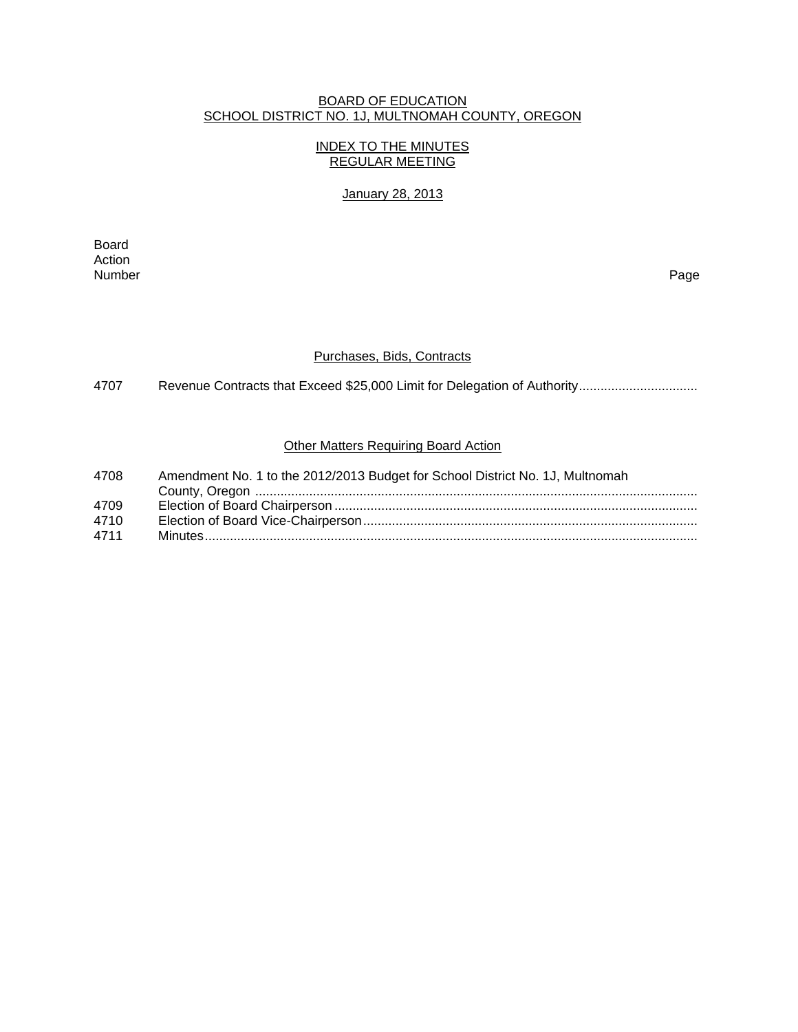# BOARD OF EDUCATION
# SCHOOL DISTRICT NO. 1J, MULTNOMAH COUNTY, OREGON

## INDEX TO THE MINUTES
## REGULAR MEETING

January 28, 2013

| Board Action Number | | Page |
|---|---|---|
| | **Purchases, Bids, Contracts** | |
| 4707 | Revenue Contracts that Exceed $25,000 Limit for Delegation of Authority | |
| | **Other Matters Requiring Board Action** | |
| 4708 | Amendment No. 1 to the 2012/2013 Budget for School District No. 1J, Multnomah County, Oregon | |
| 4709 | Election of Board Chairperson | |
| 4710 | Election of Board Vice-Chairperson | |
| 4711 | Minutes | |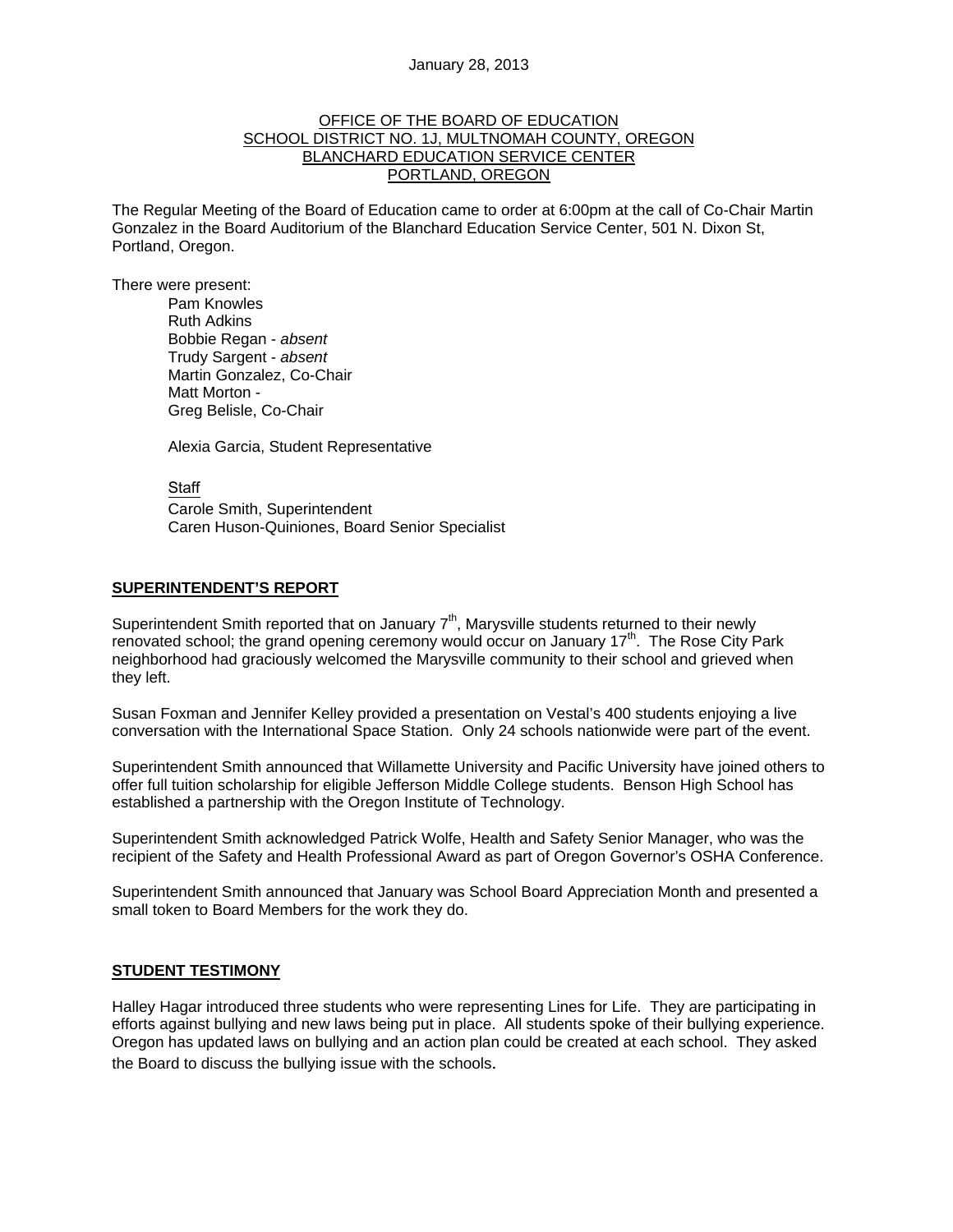January 28, 2013

OFFICE OF THE BOARD OF EDUCATION
SCHOOL DISTRICT NO. 1J, MULTNOMAH COUNTY, OREGON
BLANCHARD EDUCATION SERVICE CENTER
PORTLAND, OREGON

The Regular Meeting of the Board of Education came to order at 6:00pm at the call of Co-Chair Martin Gonzalez in the Board Auditorium of the Blanchard Education Service Center, 501 N. Dixon St, Portland, Oregon.

There were present:

Pam Knowles
Ruth Adkins
Bobbie Regan - *absent*
Trudy Sargent - *absent*
Martin Gonzalez, Co-Chair
Matt Morton -
Greg Belisle, Co-Chair

Alexia Garcia, Student Representative

Staff
Carole Smith, Superintendent
Caren Huson-Quiniones, Board Senior Specialist

## SUPERINTENDENT'S REPORT

Superintendent Smith reported that on January 7th, Marysville students returned to their newly renovated school; the grand opening ceremony would occur on January 17th. The Rose City Park neighborhood had graciously welcomed the Marysville community to their school and grieved when they left.

Susan Foxman and Jennifer Kelley provided a presentation on Vestal's 400 students enjoying a live conversation with the International Space Station. Only 24 schools nationwide were part of the event.

Superintendent Smith announced that Willamette University and Pacific University have joined others to offer full tuition scholarship for eligible Jefferson Middle College students. Benson High School has established a partnership with the Oregon Institute of Technology.

Superintendent Smith acknowledged Patrick Wolfe, Health and Safety Senior Manager, who was the recipient of the Safety and Health Professional Award as part of Oregon Governor's OSHA Conference.

Superintendent Smith announced that January was School Board Appreciation Month and presented a small token to Board Members for the work they do.

## STUDENT TESTIMONY

Halley Hagar introduced three students who were representing Lines for Life. They are participating in efforts against bullying and new laws being put in place. All students spoke of their bullying experience. Oregon has updated laws on bullying and an action plan could be created at each school. They asked the Board to discuss the bullying issue with the schools.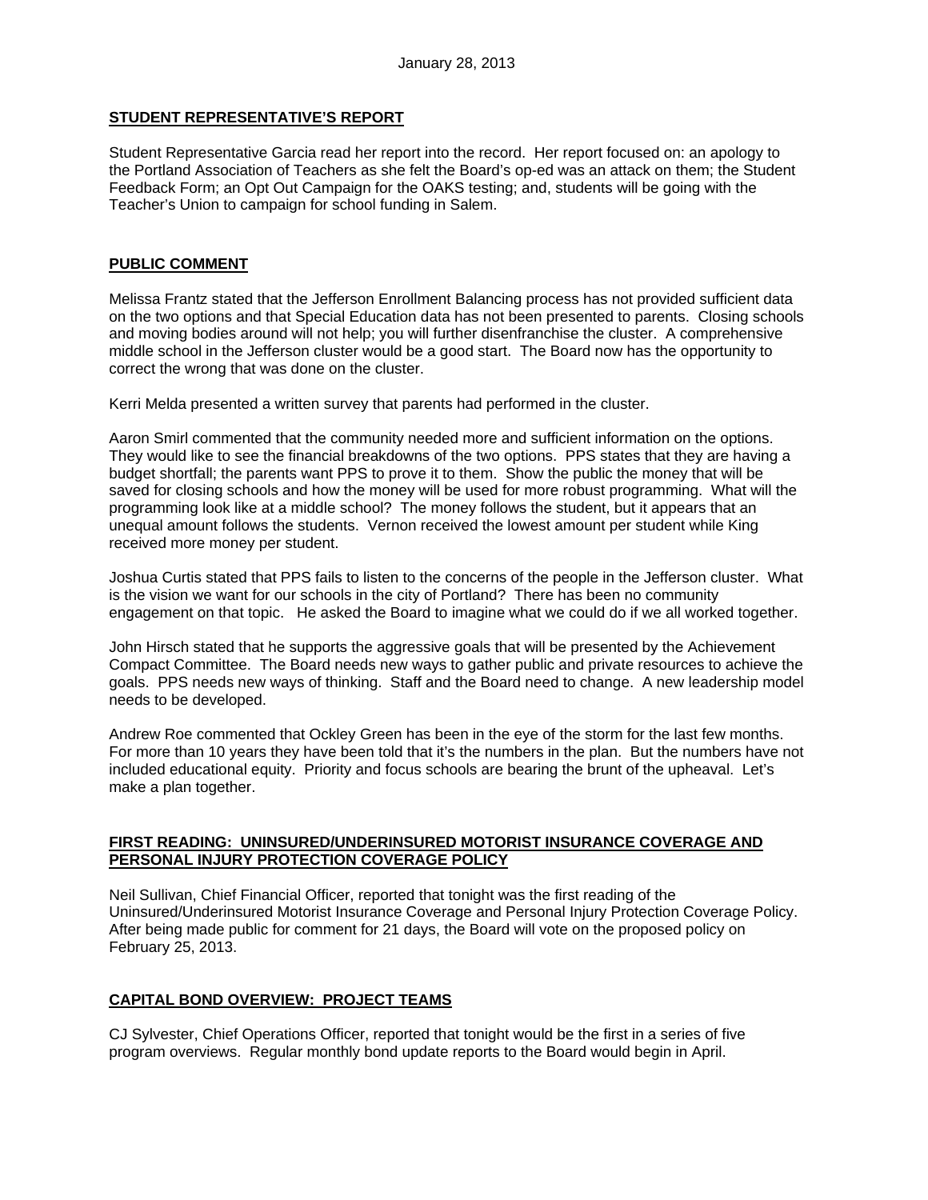## STUDENT REPRESENTATIVE'S REPORT

Student Representative Garcia read her report into the record. Her report focused on: an apology to the Portland Association of Teachers as she felt the Board's op-ed was an attack on them; the Student Feedback Form; an Opt Out Campaign for the OAKS testing; and, students will be going with the Teacher's Union to campaign for school funding in Salem.

## PUBLIC COMMENT

Melissa Frantz stated that the Jefferson Enrollment Balancing process has not provided sufficient data on the two options and that Special Education data has not been presented to parents. Closing schools and moving bodies around will not help; you will further disenfranchise the cluster. A comprehensive middle school in the Jefferson cluster would be a good start. The Board now has the opportunity to correct the wrong that was done on the cluster.

Kerri Melda presented a written survey that parents had performed in the cluster.

Aaron Smirl commented that the community needed more and sufficient information on the options. They would like to see the financial breakdowns of the two options. PPS states that they are having a budget shortfall; the parents want PPS to prove it to them. Show the public the money that will be saved for closing schools and how the money will be used for more robust programming. What will the programming look like at a middle school? The money follows the student, but it appears that an unequal amount follows the students. Vernon received the lowest amount per student while King received more money per student.

Joshua Curtis stated that PPS fails to listen to the concerns of the people in the Jefferson cluster. What is the vision we want for our schools in the city of Portland? There has been no community engagement on that topic. He asked the Board to imagine what we could do if we all worked together.

John Hirsch stated that he supports the aggressive goals that will be presented by the Achievement Compact Committee. The Board needs new ways to gather public and private resources to achieve the goals. PPS needs new ways of thinking. Staff and the Board need to change. A new leadership model needs to be developed.

Andrew Roe commented that Ockley Green has been in the eye of the storm for the last few months. For more than 10 years they have been told that it's the numbers in the plan. But the numbers have not included educational equity. Priority and focus schools are bearing the brunt of the upheaval. Let's make a plan together.

## FIRST READING: UNINSURED/UNDERINSURED MOTORIST INSURANCE COVERAGE AND PERSONAL INJURY PROTECTION COVERAGE POLICY

Neil Sullivan, Chief Financial Officer, reported that tonight was the first reading of the Uninsured/Underinsured Motorist Insurance Coverage and Personal Injury Protection Coverage Policy. After being made public for comment for 21 days, the Board will vote on the proposed policy on February 25, 2013.

## CAPITAL BOND OVERVIEW: PROJECT TEAMS

CJ Sylvester, Chief Operations Officer, reported that tonight would be the first in a series of five program overviews. Regular monthly bond update reports to the Board would begin in April.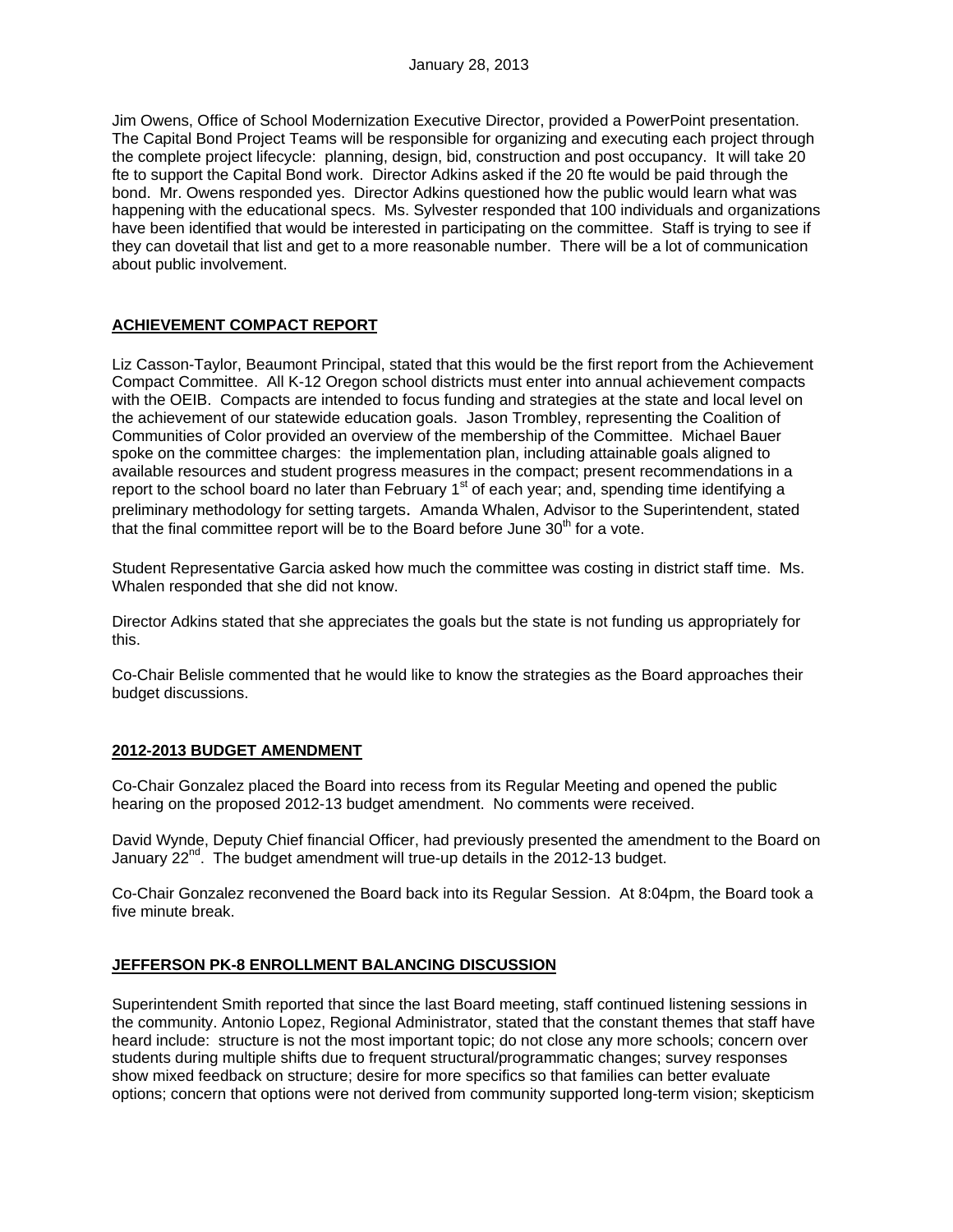Jim Owens, Office of School Modernization Executive Director, provided a PowerPoint presentation. The Capital Bond Project Teams will be responsible for organizing and executing each project through the complete project lifecycle: planning, design, bid, construction and post occupancy. It will take 20 fte to support the Capital Bond work. Director Adkins asked if the 20 fte would be paid through the bond. Mr. Owens responded yes. Director Adkins questioned how the public would learn what was happening with the educational specs. Ms. Sylvester responded that 100 individuals and organizations have been identified that would be interested in participating on the committee. Staff is trying to see if they can dovetail that list and get to a more reasonable number. There will be a lot of communication about public involvement.

## ACHIEVEMENT COMPACT REPORT

Liz Casson-Taylor, Beaumont Principal, stated that this would be the first report from the Achievement Compact Committee. All K-12 Oregon school districts must enter into annual achievement compacts with the OEIB. Compacts are intended to focus funding and strategies at the state and local level on the achievement of our statewide education goals. Jason Trombley, representing the Coalition of Communities of Color provided an overview of the membership of the Committee. Michael Bauer spoke on the committee charges: the implementation plan, including attainable goals aligned to available resources and student progress measures in the compact; present recommendations in a report to the school board no later than February 1st of each year; and, spending time identifying a preliminary methodology for setting targets. Amanda Whalen, Advisor to the Superintendent, stated that the final committee report will be to the Board before June 30th for a vote.

Student Representative Garcia asked how much the committee was costing in district staff time. Ms. Whalen responded that she did not know.

Director Adkins stated that she appreciates the goals but the state is not funding us appropriately for this.

Co-Chair Belisle commented that he would like to know the strategies as the Board approaches their budget discussions.

## 2012-2013 BUDGET AMENDMENT

Co-Chair Gonzalez placed the Board into recess from its Regular Meeting and opened the public hearing on the proposed 2012-13 budget amendment. No comments were received.

David Wynde, Deputy Chief financial Officer, had previously presented the amendment to the Board on January 22nd. The budget amendment will true-up details in the 2012-13 budget.

Co-Chair Gonzalez reconvened the Board back into its Regular Session. At 8:04pm, the Board took a five minute break.

## JEFFERSON PK-8 ENROLLMENT BALANCING DISCUSSION

Superintendent Smith reported that since the last Board meeting, staff continued listening sessions in the community. Antonio Lopez, Regional Administrator, stated that the constant themes that staff have heard include: structure is not the most important topic; do not close any more schools; concern over students during multiple shifts due to frequent structural/programmatic changes; survey responses show mixed feedback on structure; desire for more specifics so that families can better evaluate options; concern that options were not derived from community supported long-term vision; skepticism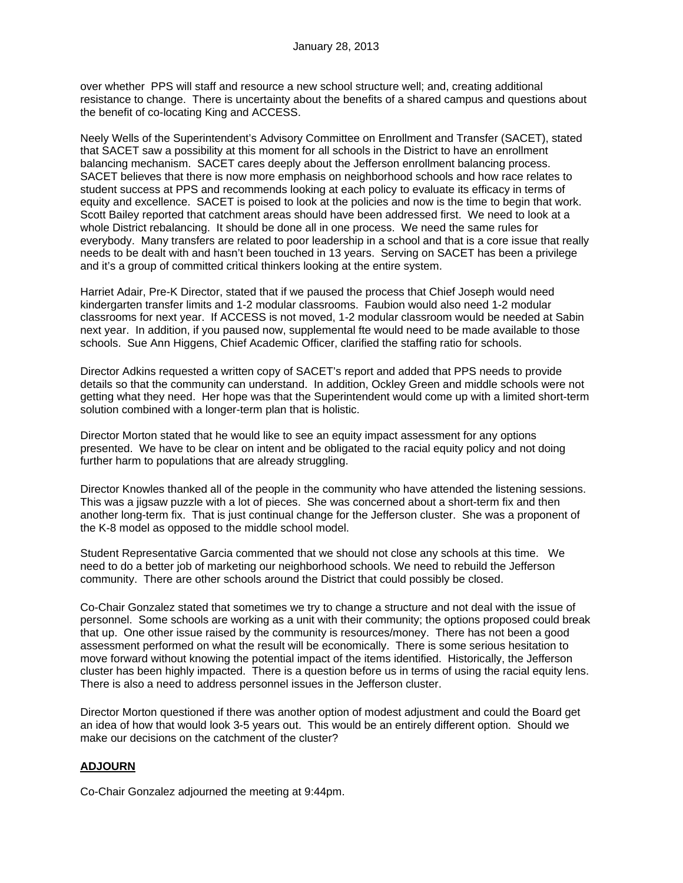over whether PPS will staff and resource a new school structure well; and, creating additional resistance to change. There is uncertainty about the benefits of a shared campus and questions about the benefit of co-locating King and ACCESS.

Neely Wells of the Superintendent's Advisory Committee on Enrollment and Transfer (SACET), stated that SACET saw a possibility at this moment for all schools in the District to have an enrollment balancing mechanism. SACET cares deeply about the Jefferson enrollment balancing process. SACET believes that there is now more emphasis on neighborhood schools and how race relates to student success at PPS and recommends looking at each policy to evaluate its efficacy in terms of equity and excellence. SACET is poised to look at the policies and now is the time to begin that work. Scott Bailey reported that catchment areas should have been addressed first. We need to look at a whole District rebalancing. It should be done all in one process. We need the same rules for everybody. Many transfers are related to poor leadership in a school and that is a core issue that really needs to be dealt with and hasn't been touched in 13 years. Serving on SACET has been a privilege and it's a group of committed critical thinkers looking at the entire system.

Harriet Adair, Pre-K Director, stated that if we paused the process that Chief Joseph would need kindergarten transfer limits and 1-2 modular classrooms. Faubion would also need 1-2 modular classrooms for next year. If ACCESS is not moved, 1-2 modular classroom would be needed at Sabin next year. In addition, if you paused now, supplemental fte would need to be made available to those schools. Sue Ann Higgens, Chief Academic Officer, clarified the staffing ratio for schools.

Director Adkins requested a written copy of SACET's report and added that PPS needs to provide details so that the community can understand. In addition, Ockley Green and middle schools were not getting what they need. Her hope was that the Superintendent would come up with a limited short-term solution combined with a longer-term plan that is holistic.

Director Morton stated that he would like to see an equity impact assessment for any options presented. We have to be clear on intent and be obligated to the racial equity policy and not doing further harm to populations that are already struggling.

Director Knowles thanked all of the people in the community who have attended the listening sessions. This was a jigsaw puzzle with a lot of pieces. She was concerned about a short-term fix and then another long-term fix. That is just continual change for the Jefferson cluster. She was a proponent of the K-8 model as opposed to the middle school model.

Student Representative Garcia commented that we should not close any schools at this time. We need to do a better job of marketing our neighborhood schools. We need to rebuild the Jefferson community. There are other schools around the District that could possibly be closed.

Co-Chair Gonzalez stated that sometimes we try to change a structure and not deal with the issue of personnel. Some schools are working as a unit with their community; the options proposed could break that up. One other issue raised by the community is resources/money. There has not been a good assessment performed on what the result will be economically. There is some serious hesitation to move forward without knowing the potential impact of the items identified. Historically, the Jefferson cluster has been highly impacted. There is a question before us in terms of using the racial equity lens. There is also a need to address personnel issues in the Jefferson cluster.

Director Morton questioned if there was another option of modest adjustment and could the Board get an idea of how that would look 3-5 years out. This would be an entirely different option. Should we make our decisions on the catchment of the cluster?

## ADJOURN

Co-Chair Gonzalez adjourned the meeting at 9:44pm.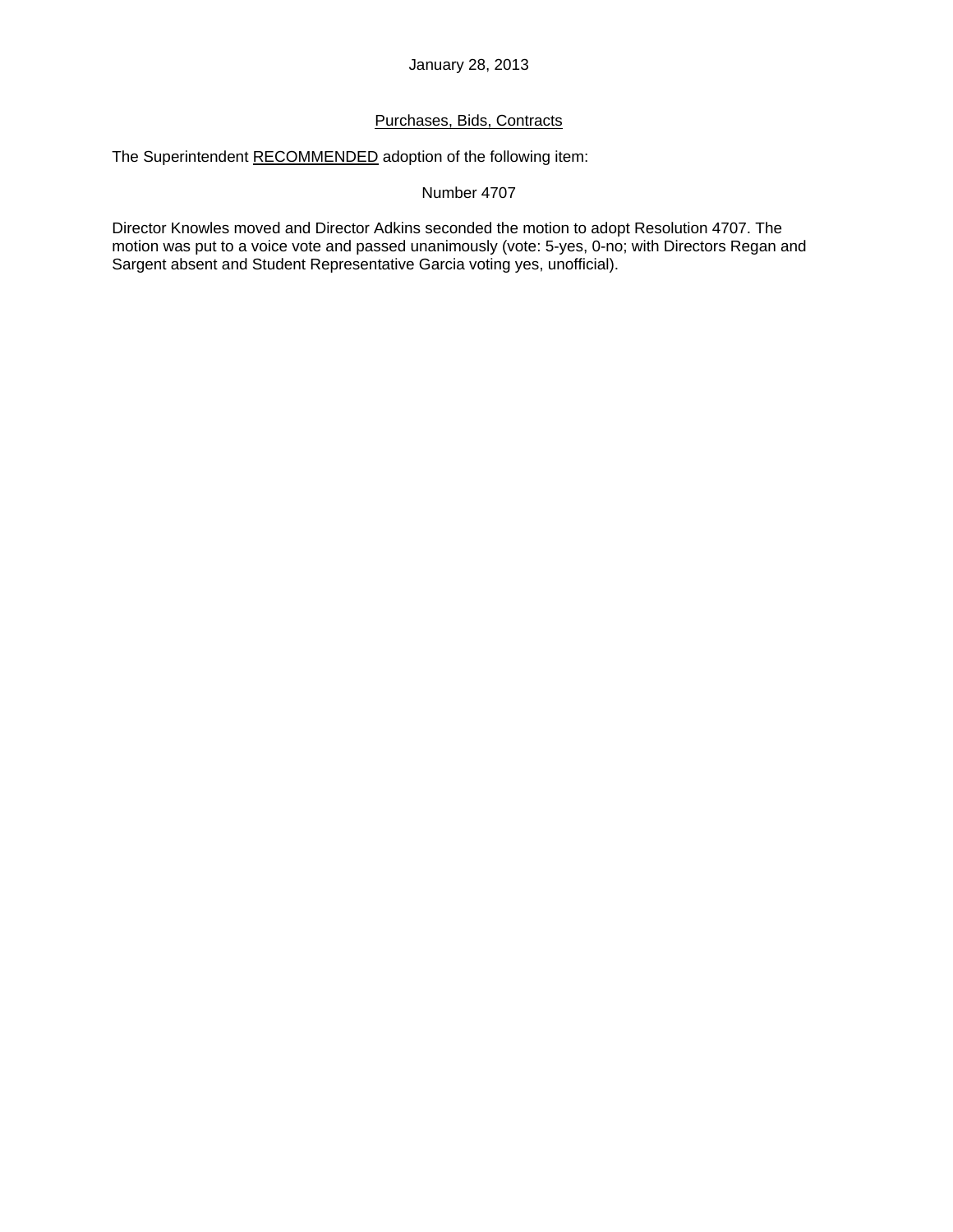January 28, 2013

Purchases, Bids, Contracts

The Superintendent RECOMMENDED adoption of the following item:

Number 4707

Director Knowles moved and Director Adkins seconded the motion to adopt Resolution 4707. The motion was put to a voice vote and passed unanimously (vote: 5-yes, 0-no; with Directors Regan and Sargent absent and Student Representative Garcia voting yes, unofficial).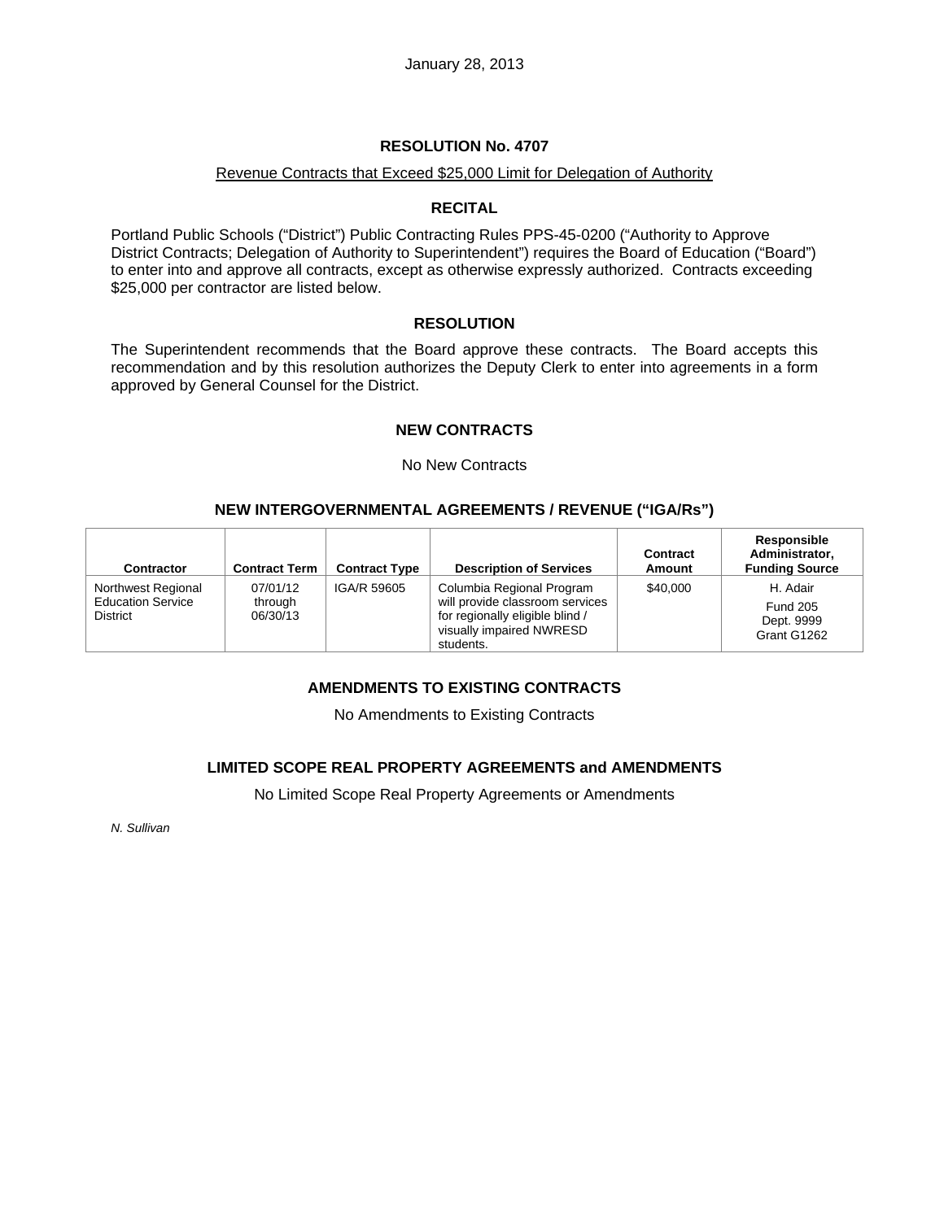January 28, 2013

## RESOLUTION No. 4707

Revenue Contracts that Exceed $25,000 Limit for Delegation of Authority

### RECITAL

Portland Public Schools ("District") Public Contracting Rules PPS-45-0200 ("Authority to Approve District Contracts; Delegation of Authority to Superintendent") requires the Board of Education ("Board") to enter into and approve all contracts, except as otherwise expressly authorized. Contracts exceeding $25,000 per contractor are listed below.

### RESOLUTION

The Superintendent recommends that the Board approve these contracts. The Board accepts this recommendation and by this resolution authorizes the Deputy Clerk to enter into agreements in a form approved by General Counsel for the District.

### NEW CONTRACTS

No New Contracts

### NEW INTERGOVERNMENTAL AGREEMENTS / REVENUE ("IGA/Rs")

| Contractor | Contract Term | Contract Type | Description of Services | Contract Amount | Responsible Administrator, Funding Source |
|---|---|---|---|---|---|
| Northwest Regional Education Service District | 07/01/12 through 06/30/13 | IGA/R 59605 | Columbia Regional Program will provide classroom services for regionally eligible blind / visually impaired NWRESD students. | $40,000 | H. Adair<br>Fund 205<br>Dept. 9999<br>Grant G1262 |

### AMENDMENTS TO EXISTING CONTRACTS

No Amendments to Existing Contracts

### LIMITED SCOPE REAL PROPERTY AGREEMENTS and AMENDMENTS

No Limited Scope Real Property Agreements or Amendments

*N. Sullivan*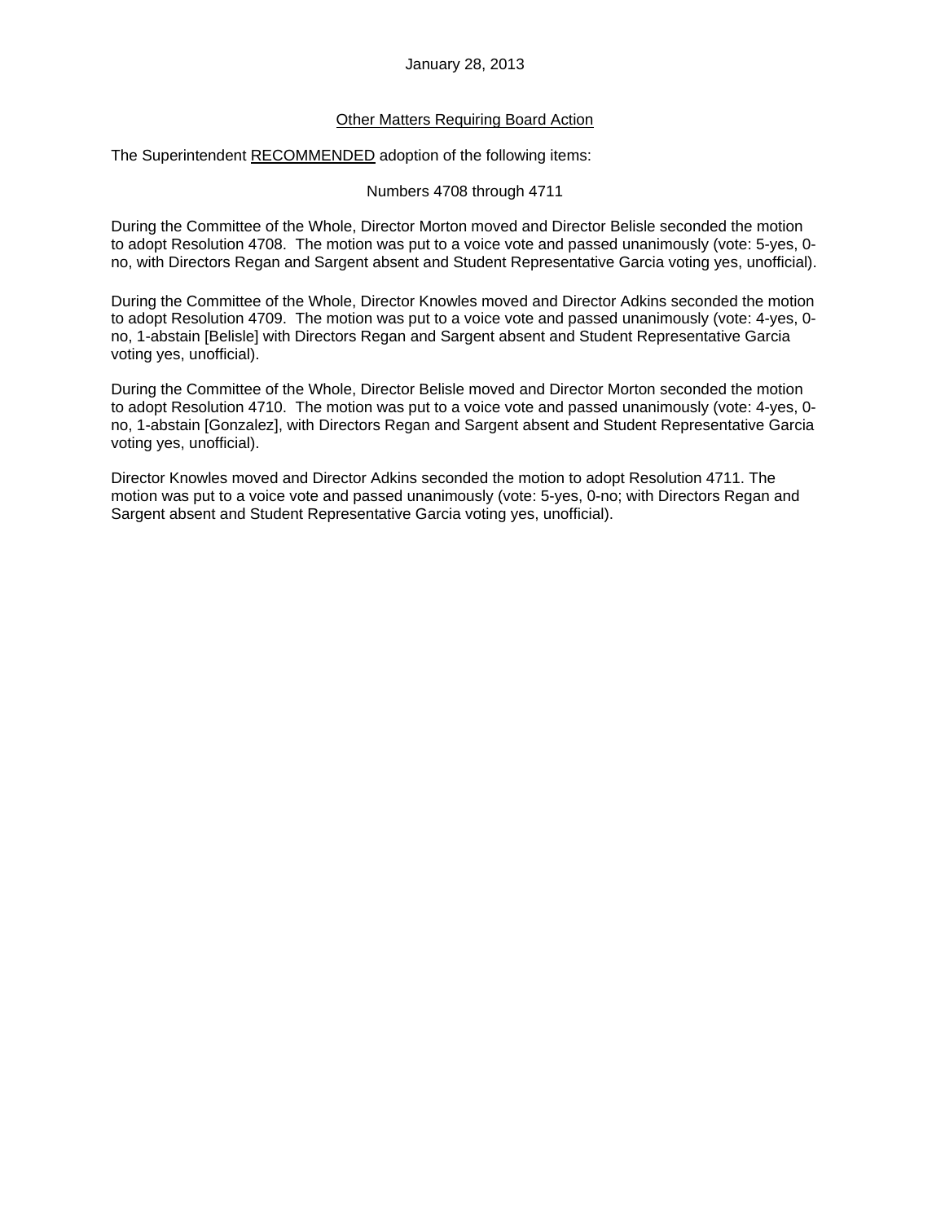January 28, 2013

<u>Other Matters Requiring Board Action</u>

The Superintendent <u>RECOMMENDED</u> adoption of the following items:

Numbers 4708 through 4711

During the Committee of the Whole, Director Morton moved and Director Belisle seconded the motion to adopt Resolution 4708. The motion was put to a voice vote and passed unanimously (vote: 5-yes, 0-no, with Directors Regan and Sargent absent and Student Representative Garcia voting yes, unofficial).

During the Committee of the Whole, Director Knowles moved and Director Adkins seconded the motion to adopt Resolution 4709. The motion was put to a voice vote and passed unanimously (vote: 4-yes, 0-no, 1-abstain [Belisle] with Directors Regan and Sargent absent and Student Representative Garcia voting yes, unofficial).

During the Committee of the Whole, Director Belisle moved and Director Morton seconded the motion to adopt Resolution 4710. The motion was put to a voice vote and passed unanimously (vote: 4-yes, 0-no, 1-abstain [Gonzalez], with Directors Regan and Sargent absent and Student Representative Garcia voting yes, unofficial).

Director Knowles moved and Director Adkins seconded the motion to adopt Resolution 4711. The motion was put to a voice vote and passed unanimously (vote: 5-yes, 0-no; with Directors Regan and Sargent absent and Student Representative Garcia voting yes, unofficial).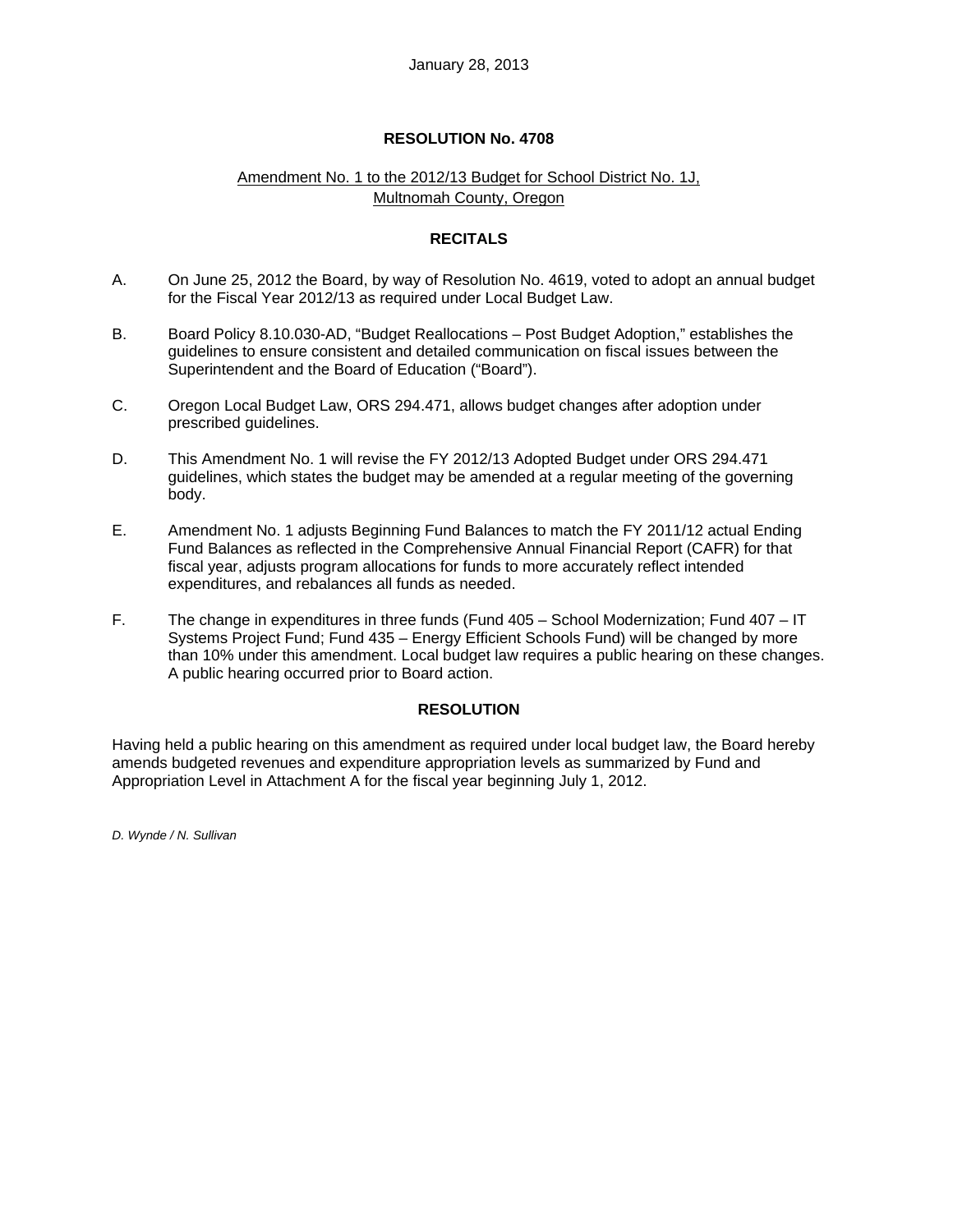January 28, 2013

**RESOLUTION No. 4708**

Amendment No. 1 to the 2012/13 Budget for School District No. 1J, Multnomah County, Oregon

**RECITALS**

A. On June 25, 2012 the Board, by way of Resolution No. 4619, voted to adopt an annual budget for the Fiscal Year 2012/13 as required under Local Budget Law.

B. Board Policy 8.10.030-AD, "Budget Reallocations – Post Budget Adoption," establishes the guidelines to ensure consistent and detailed communication on fiscal issues between the Superintendent and the Board of Education ("Board").

C. Oregon Local Budget Law, ORS 294.471, allows budget changes after adoption under prescribed guidelines.

D. This Amendment No. 1 will revise the FY 2012/13 Adopted Budget under ORS 294.471 guidelines, which states the budget may be amended at a regular meeting of the governing body.

E. Amendment No. 1 adjusts Beginning Fund Balances to match the FY 2011/12 actual Ending Fund Balances as reflected in the Comprehensive Annual Financial Report (CAFR) for that fiscal year, adjusts program allocations for funds to more accurately reflect intended expenditures, and rebalances all funds as needed.

F. The change in expenditures in three funds (Fund 405 – School Modernization; Fund 407 – IT Systems Project Fund; Fund 435 – Energy Efficient Schools Fund) will be changed by more than 10% under this amendment. Local budget law requires a public hearing on these changes. A public hearing occurred prior to Board action.

**RESOLUTION**

Having held a public hearing on this amendment as required under local budget law, the Board hereby amends budgeted revenues and expenditure appropriation levels as summarized by Fund and Appropriation Level in Attachment A for the fiscal year beginning July 1, 2012.

*D. Wynde / N. Sullivan*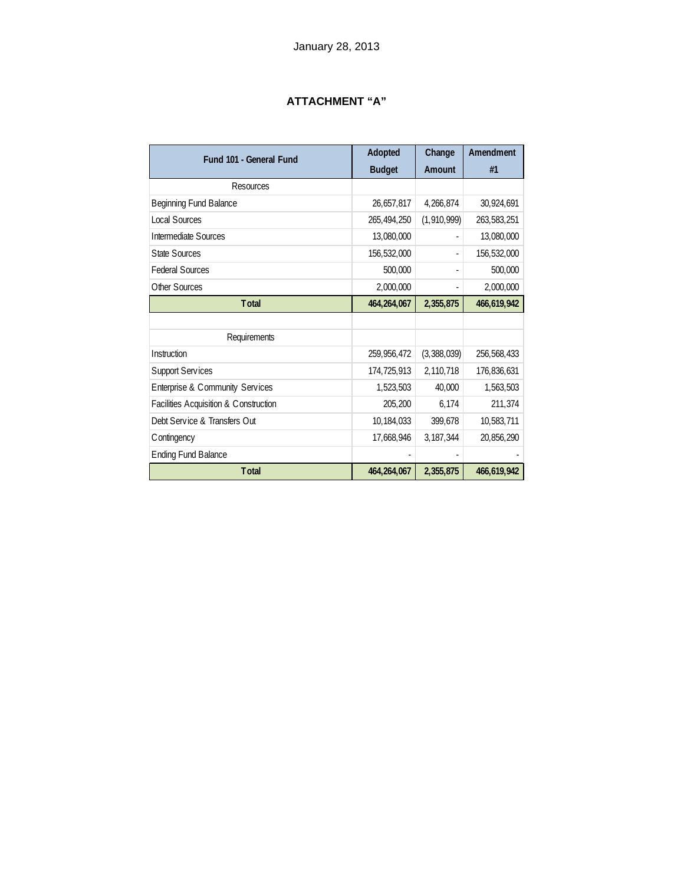January 28, 2013

## ATTACHMENT "A"

| Fund 101 - General Fund | Adopted Budget | Change Amount | Amendment #1 |
|---|---|---|---|
| Resources | | | |
| Beginning Fund Balance | 26,657,817 | 4,266,874 | 30,924,691 |
| Local Sources | 265,494,250 | (1,910,999) | 263,583,251 |
| Intermediate Sources | 13,080,000 | - | 13,080,000 |
| State Sources | 156,532,000 | - | 156,532,000 |
| Federal Sources | 500,000 | - | 500,000 |
| Other Sources | 2,000,000 | - | 2,000,000 |
| **Total** | **464,264,067** | **2,355,875** | **466,619,942** |
| | | | |
| Requirements | | | |
| Instruction | 259,956,472 | (3,388,039) | 256,568,433 |
| Support Services | 174,725,913 | 2,110,718 | 176,836,631 |
| Enterprise & Community Services | 1,523,503 | 40,000 | 1,563,503 |
| Facilities Acquisition & Construction | 205,200 | 6,174 | 211,374 |
| Debt Service & Transfers Out | 10,184,033 | 399,678 | 10,583,711 |
| Contingency | 17,668,946 | 3,187,344 | 20,856,290 |
| Ending Fund Balance | - | - | - |
| **Total** | **464,264,067** | **2,355,875** | **466,619,942** |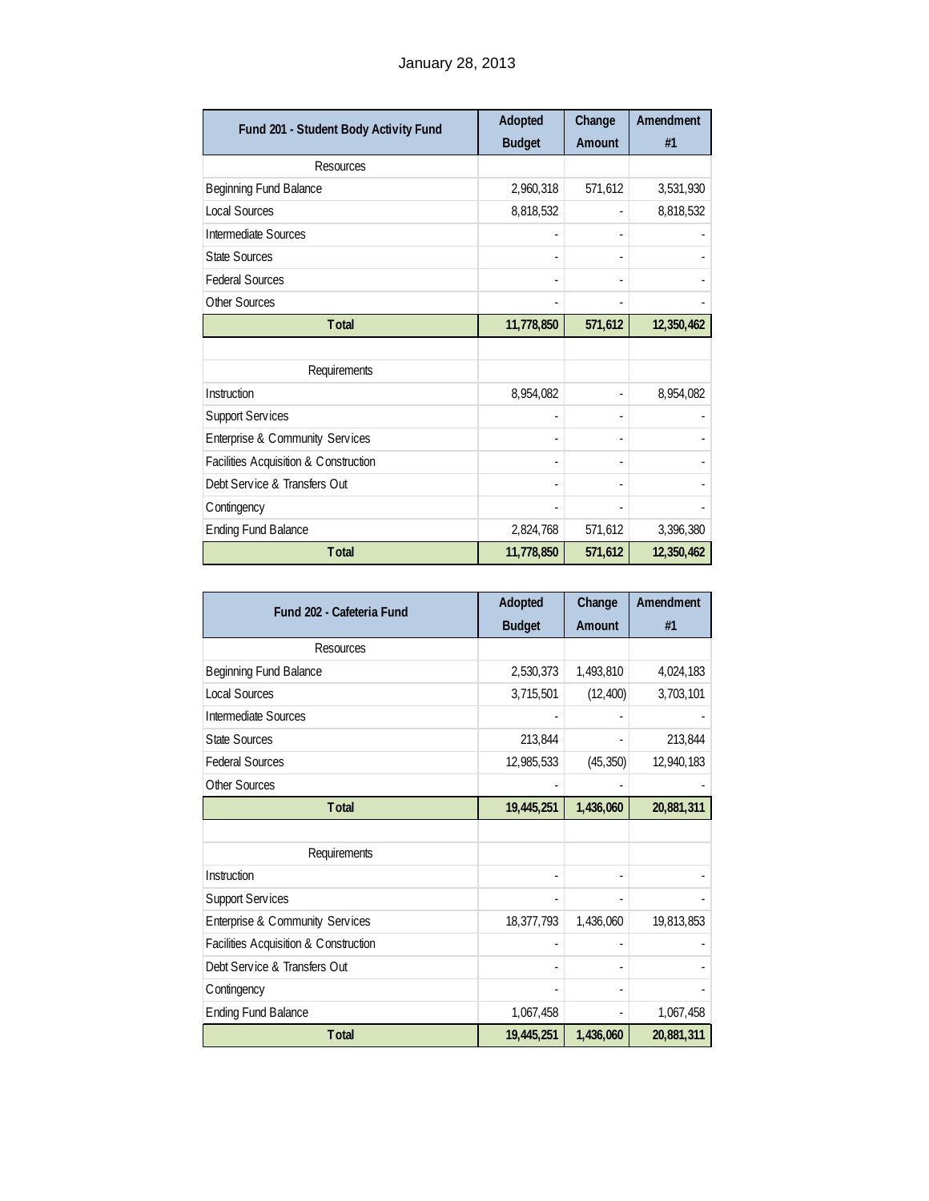January 28, 2013

| Fund 201 - Student Body Activity Fund | Adopted Budget | Change Amount | Amendment #1 |
|---|---|---|---|
| Resources | | | |
| Beginning Fund Balance | 2,960,318 | 571,612 | 3,531,930 |
| Local Sources | 8,818,532 | - | 8,818,532 |
| Intermediate Sources | - | - | - |
| State Sources | - | - | - |
| Federal Sources | - | - | - |
| Other Sources | - | - | - |
| **Total** | **11,778,850** | **571,612** | **12,350,462** |
| | | | |
| Requirements | | | |
| Instruction | 8,954,082 | - | 8,954,082 |
| Support Services | - | - | - |
| Enterprise & Community Services | - | - | - |
| Facilities Acquisition & Construction | - | - | - |
| Debt Service & Transfers Out | - | - | - |
| Contingency | - | - | - |
| Ending Fund Balance | 2,824,768 | 571,612 | 3,396,380 |
| **Total** | **11,778,850** | **571,612** | **12,350,462** |

| Fund 202 - Cafeteria Fund | Adopted Budget | Change Amount | Amendment #1 |
|---|---|---|---|
| Resources | | | |
| Beginning Fund Balance | 2,530,373 | 1,493,810 | 4,024,183 |
| Local Sources | 3,715,501 | (12,400) | 3,703,101 |
| Intermediate Sources | - | - | - |
| State Sources | 213,844 | - | 213,844 |
| Federal Sources | 12,985,533 | (45,350) | 12,940,183 |
| Other Sources | - | - | - |
| **Total** | **19,445,251** | **1,436,060** | **20,881,311** |
| | | | |
| Requirements | | | |
| Instruction | - | - | - |
| Support Services | - | - | - |
| Enterprise & Community Services | 18,377,793 | 1,436,060 | 19,813,853 |
| Facilities Acquisition & Construction | - | - | - |
| Debt Service & Transfers Out | - | - | - |
| Contingency | - | - | - |
| Ending Fund Balance | 1,067,458 | - | 1,067,458 |
| **Total** | **19,445,251** | **1,436,060** | **20,881,311** |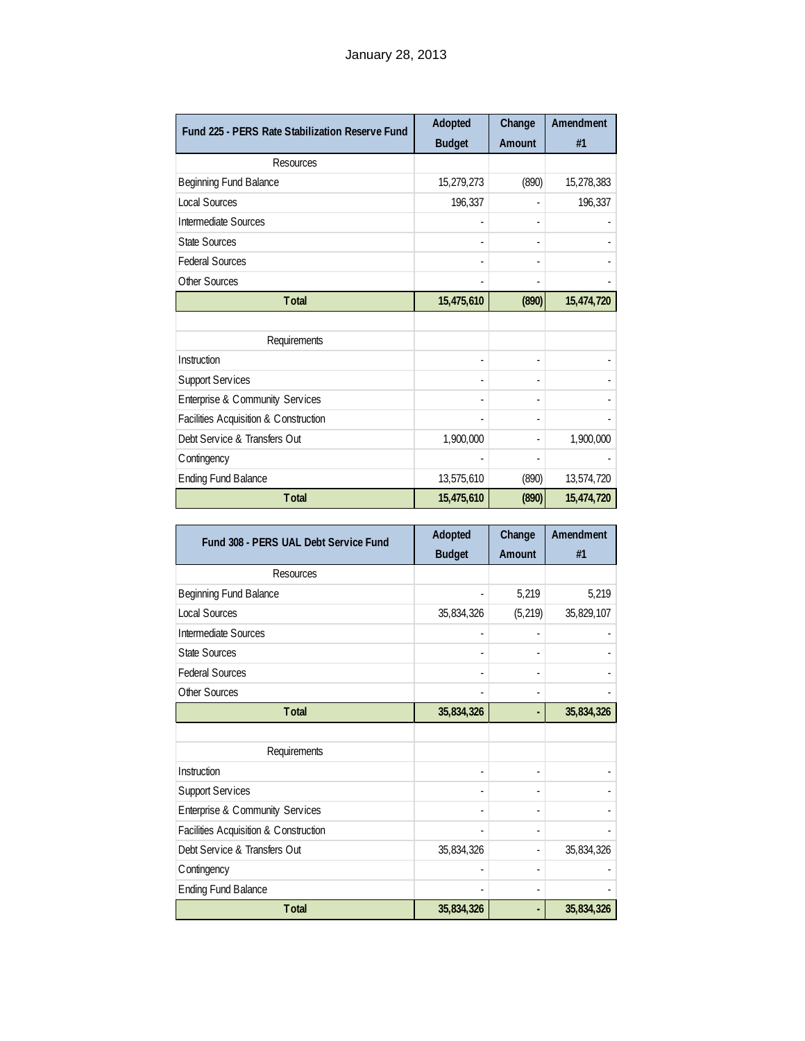January 28, 2013

| Fund 225 - PERS Rate Stabilization Reserve Fund | Adopted Budget | Change Amount | Amendment #1 |
|---|---|---|---|
| Resources | | | |
| Beginning Fund Balance | 15,279,273 | (890) | 15,278,383 |
| Local Sources | 196,337 | - | 196,337 |
| Intermediate Sources | - | - | - |
| State Sources | - | - | - |
| Federal Sources | - | - | - |
| Other Sources | - | - | - |
| **Total** | **15,475,610** | **(890)** | **15,474,720** |
| | | | |
| Requirements | | | |
| Instruction | - | - | - |
| Support Services | - | - | - |
| Enterprise & Community Services | - | - | - |
| Facilities Acquisition & Construction | - | - | - |
| Debt Service & Transfers Out | 1,900,000 | - | 1,900,000 |
| Contingency | - | - | - |
| Ending Fund Balance | 13,575,610 | (890) | 13,574,720 |
| **Total** | **15,475,610** | **(890)** | **15,474,720** |

| Fund 308 - PERS UAL Debt Service Fund | Adopted Budget | Change Amount | Amendment #1 |
|---|---|---|---|
| Resources | | | |
| Beginning Fund Balance | - | 5,219 | 5,219 |
| Local Sources | 35,834,326 | (5,219) | 35,829,107 |
| Intermediate Sources | - | - | - |
| State Sources | - | - | - |
| Federal Sources | - | - | - |
| Other Sources | - | - | - |
| **Total** | **35,834,326** | **-** | **35,834,326** |
| | | | |
| Requirements | | | |
| Instruction | - | - | - |
| Support Services | - | - | - |
| Enterprise & Community Services | - | - | - |
| Facilities Acquisition & Construction | - | - | - |
| Debt Service & Transfers Out | 35,834,326 | - | 35,834,326 |
| Contingency | - | - | - |
| Ending Fund Balance | - | - | - |
| **Total** | **35,834,326** | **-** | **35,834,326** |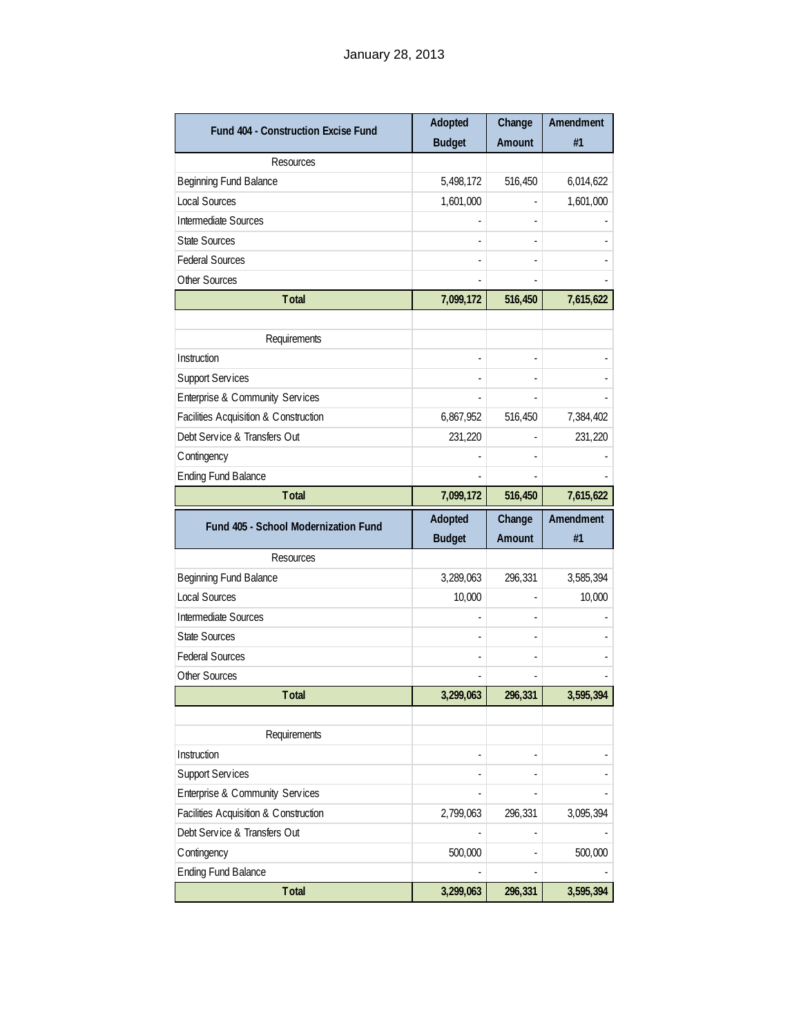January 28, 2013

| Fund 404 - Construction Excise Fund | Adopted Budget | Change Amount | Amendment #1 |
|---|---|---|---|
| Resources | | | |
| Beginning Fund Balance | 5,498,172 | 516,450 | 6,014,622 |
| Local Sources | 1,601,000 | - | 1,601,000 |
| Intermediate Sources | - | - | - |
| State Sources | - | - | - |
| Federal Sources | - | - | - |
| Other Sources | - | - | - |
| **Total** | **7,099,172** | **516,450** | **7,615,622** |
| | | | |
| Requirements | | | |
| Instruction | - | - | - |
| Support Services | - | - | - |
| Enterprise & Community Services | - | - | - |
| Facilities Acquisition & Construction | 6,867,952 | 516,450 | 7,384,402 |
| Debt Service & Transfers Out | 231,220 | - | 231,220 |
| Contingency | - | - | - |
| Ending Fund Balance | - | - | - |
| **Total** | **7,099,172** | **516,450** | **7,615,622** |

| Fund 405 - School Modernization Fund | Adopted Budget | Change Amount | Amendment #1 |
|---|---|---|---|
| Resources | | | |
| Beginning Fund Balance | 3,289,063 | 296,331 | 3,585,394 |
| Local Sources | 10,000 | - | 10,000 |
| Intermediate Sources | - | - | - |
| State Sources | - | - | - |
| Federal Sources | - | - | - |
| Other Sources | - | - | - |
| **Total** | **3,299,063** | **296,331** | **3,595,394** |
| | | | |
| Requirements | | | |
| Instruction | - | - | - |
| Support Services | - | - | - |
| Enterprise & Community Services | - | - | - |
| Facilities Acquisition & Construction | 2,799,063 | 296,331 | 3,095,394 |
| Debt Service & Transfers Out | - | - | - |
| Contingency | 500,000 | - | 500,000 |
| Ending Fund Balance | - | - | - |
| **Total** | **3,299,063** | **296,331** | **3,595,394** |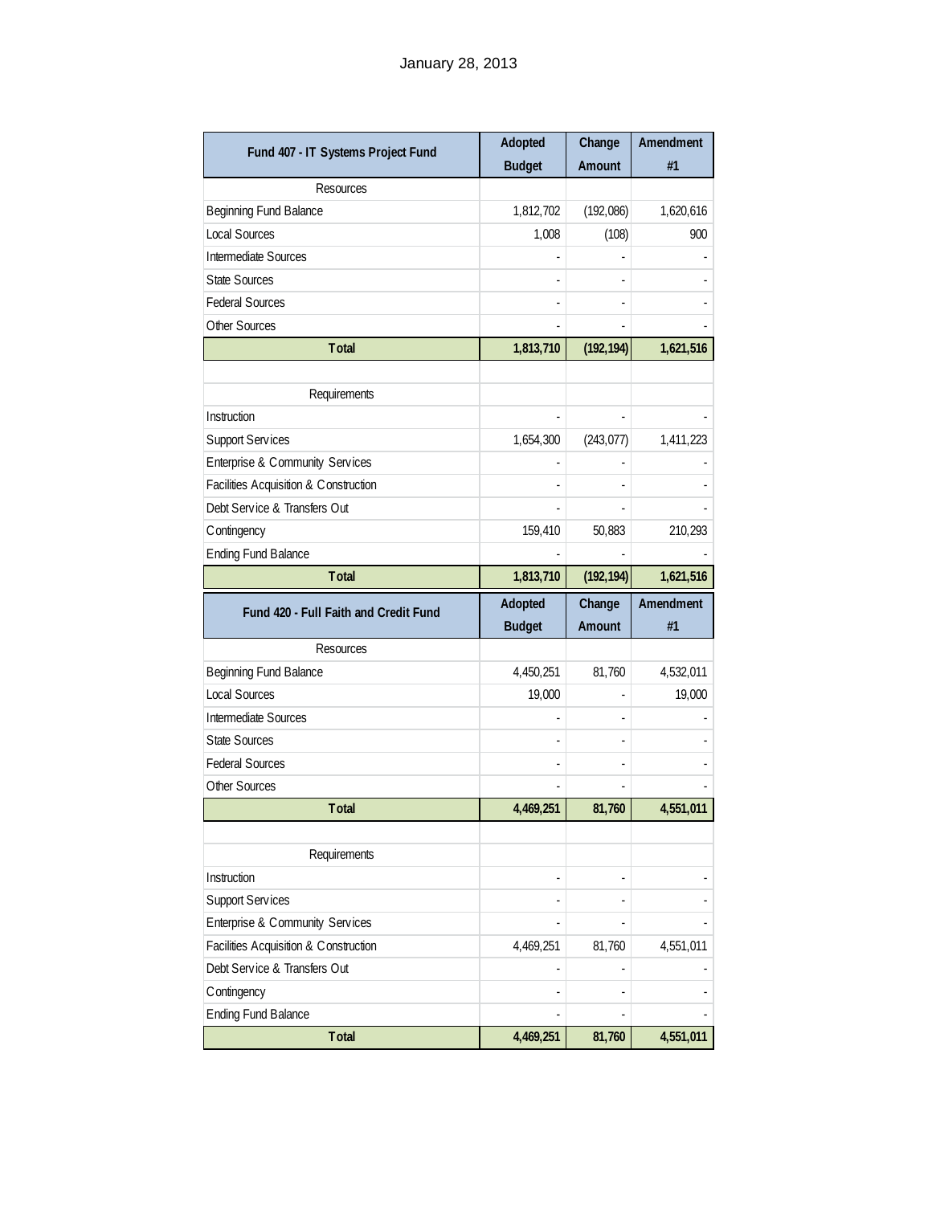January 28, 2013

| Fund 407 - IT Systems Project Fund | Adopted Budget | Change Amount | Amendment #1 |
|---|---|---|---|
| Resources | | | |
| Beginning Fund Balance | 1,812,702 | (192,086) | 1,620,616 |
| Local Sources | 1,008 | (108) | 900 |
| Intermediate Sources | - | - | - |
| State Sources | - | - | - |
| Federal Sources | - | - | - |
| Other Sources | - | - | - |
| **Total** | **1,813,710** | **(192,194)** | **1,621,516** |
| | | | |
| Requirements | | | |
| Instruction | - | - | - |
| Support Services | 1,654,300 | (243,077) | 1,411,223 |
| Enterprise & Community Services | - | - | - |
| Facilities Acquisition & Construction | - | - | - |
| Debt Service & Transfers Out | - | - | - |
| Contingency | 159,410 | 50,883 | 210,293 |
| Ending Fund Balance | - | - | - |
| **Total** | **1,813,710** | **(192,194)** | **1,621,516** |

| Fund 420 - Full Faith and Credit Fund | Adopted Budget | Change Amount | Amendment #1 |
|---|---|---|---|
| Resources | | | |
| Beginning Fund Balance | 4,450,251 | 81,760 | 4,532,011 |
| Local Sources | 19,000 | - | 19,000 |
| Intermediate Sources | - | - | - |
| State Sources | - | - | - |
| Federal Sources | - | - | - |
| Other Sources | - | - | - |
| **Total** | **4,469,251** | **81,760** | **4,551,011** |
| | | | |
| Requirements | | | |
| Instruction | - | - | - |
| Support Services | - | - | - |
| Enterprise & Community Services | - | - | - |
| Facilities Acquisition & Construction | 4,469,251 | 81,760 | 4,551,011 |
| Debt Service & Transfers Out | - | - | - |
| Contingency | - | - | - |
| Ending Fund Balance | - | - | - |
| **Total** | **4,469,251** | **81,760** | **4,551,011** |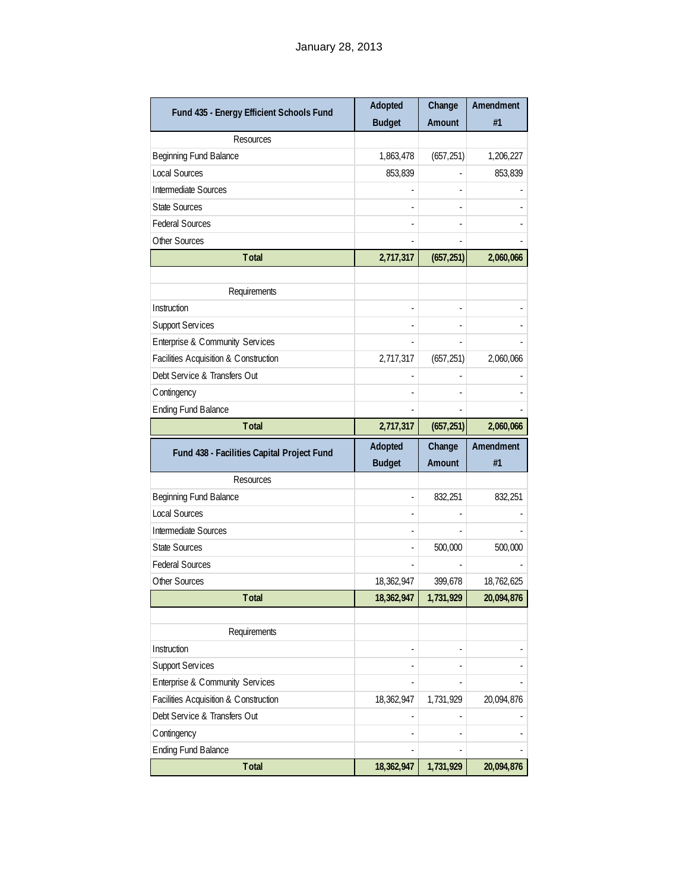January 28, 2013

| Fund 435 - Energy Efficient Schools Fund | Adopted Budget | Change Amount | Amendment #1 |
|---|---|---|---|
| Resources | | | |
| Beginning Fund Balance | 1,863,478 | (657,251) | 1,206,227 |
| Local Sources | 853,839 | - | 853,839 |
| Intermediate Sources | - | - | - |
| State Sources | - | - | - |
| Federal Sources | - | - | - |
| Other Sources | - | - | - |
| **Total** | **2,717,317** | **(657,251)** | **2,060,066** |
| | | | |
| Requirements | | | |
| Instruction | - | - | - |
| Support Services | - | - | - |
| Enterprise & Community Services | - | - | - |
| Facilities Acquisition & Construction | 2,717,317 | (657,251) | 2,060,066 |
| Debt Service & Transfers Out | - | - | - |
| Contingency | - | - | - |
| Ending Fund Balance | - | - | - |
| **Total** | **2,717,317** | **(657,251)** | **2,060,066** |

| Fund 438 - Facilities Capital Project Fund | Adopted Budget | Change Amount | Amendment #1 |
|---|---|---|---|
| Resources | | | |
| Beginning Fund Balance | - | 832,251 | 832,251 |
| Local Sources | - | - | - |
| Intermediate Sources | - | - | - |
| State Sources | - | 500,000 | 500,000 |
| Federal Sources | - | - | - |
| Other Sources | 18,362,947 | 399,678 | 18,762,625 |
| **Total** | **18,362,947** | **1,731,929** | **20,094,876** |
| | | | |
| Requirements | | | |
| Instruction | - | - | - |
| Support Services | - | - | - |
| Enterprise & Community Services | - | - | - |
| Facilities Acquisition & Construction | 18,362,947 | 1,731,929 | 20,094,876 |
| Debt Service & Transfers Out | - | - | - |
| Contingency | - | - | - |
| Ending Fund Balance | - | - | - |
| **Total** | **18,362,947** | **1,731,929** | **20,094,876** |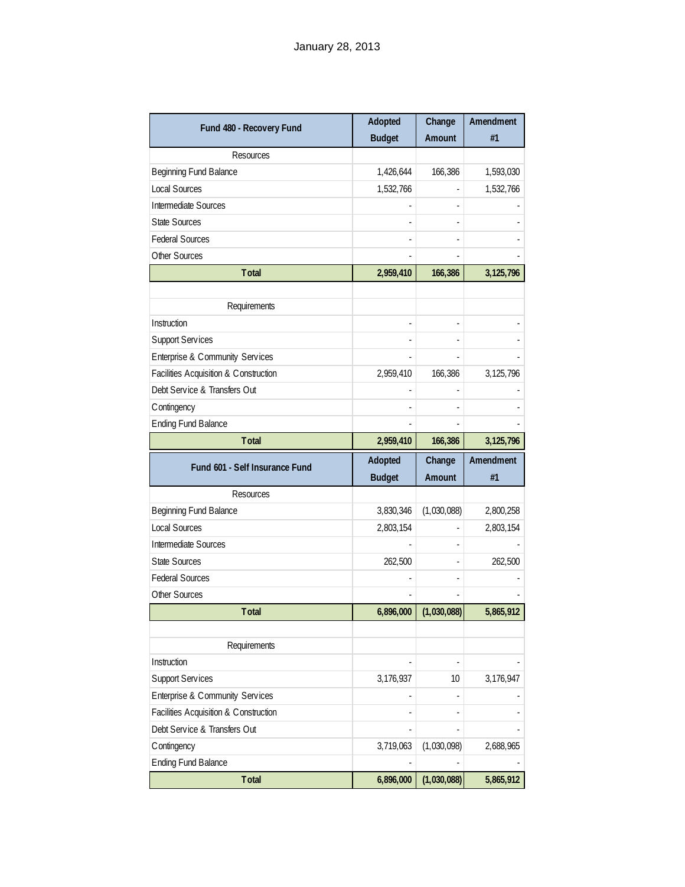January 28, 2013

| Fund 480 - Recovery Fund | Adopted Budget | Change Amount | Amendment #1 |
|---|---|---|---|
| Resources | | | |
| Beginning Fund Balance | 1,426,644 | 166,386 | 1,593,030 |
| Local Sources | 1,532,766 | - | 1,532,766 |
| Intermediate Sources | - | - | - |
| State Sources | - | - | - |
| Federal Sources | - | - | - |
| Other Sources | - | - | - |
| **Total** | **2,959,410** | **166,386** | **3,125,796** |
| | | | |
| Requirements | | | |
| Instruction | - | - | - |
| Support Services | - | - | - |
| Enterprise & Community Services | - | - | - |
| Facilities Acquisition & Construction | 2,959,410 | 166,386 | 3,125,796 |
| Debt Service & Transfers Out | - | - | - |
| Contingency | - | - | - |
| Ending Fund Balance | - | - | - |
| **Total** | **2,959,410** | **166,386** | **3,125,796** |

| Fund 601 - Self Insurance Fund | Adopted Budget | Change Amount | Amendment #1 |
|---|---|---|---|
| Resources | | | |
| Beginning Fund Balance | 3,830,346 | (1,030,088) | 2,800,258 |
| Local Sources | 2,803,154 | - | 2,803,154 |
| Intermediate Sources | - | - | - |
| State Sources | 262,500 | - | 262,500 |
| Federal Sources | - | - | - |
| Other Sources | - | - | - |
| **Total** | **6,896,000** | **(1,030,088)** | **5,865,912** |
| | | | |
| Requirements | | | |
| Instruction | - | - | - |
| Support Services | 3,176,937 | 10 | 3,176,947 |
| Enterprise & Community Services | - | - | - |
| Facilities Acquisition & Construction | - | - | - |
| Debt Service & Transfers Out | - | - | - |
| Contingency | 3,719,063 | (1,030,098) | 2,688,965 |
| Ending Fund Balance | - | - | - |
| **Total** | **6,896,000** | **(1,030,088)** | **5,865,912** |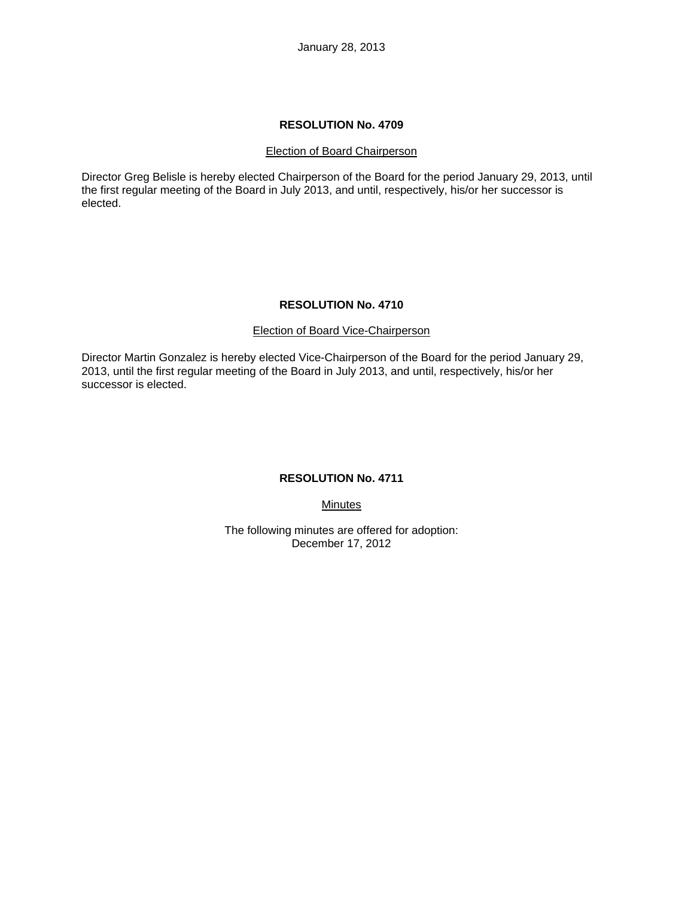January 28, 2013

## RESOLUTION No. 4709

Election of Board Chairperson

Director Greg Belisle is hereby elected Chairperson of the Board for the period January 29, 2013, until the first regular meeting of the Board in July 2013, and until, respectively, his/or her successor is elected.

## RESOLUTION No. 4710

Election of Board Vice-Chairperson

Director Martin Gonzalez is hereby elected Vice-Chairperson of the Board for the period January 29, 2013, until the first regular meeting of the Board in July 2013, and until, respectively, his/or her successor is elected.

## RESOLUTION No. 4711

Minutes

The following minutes are offered for adoption:
December 17, 2012